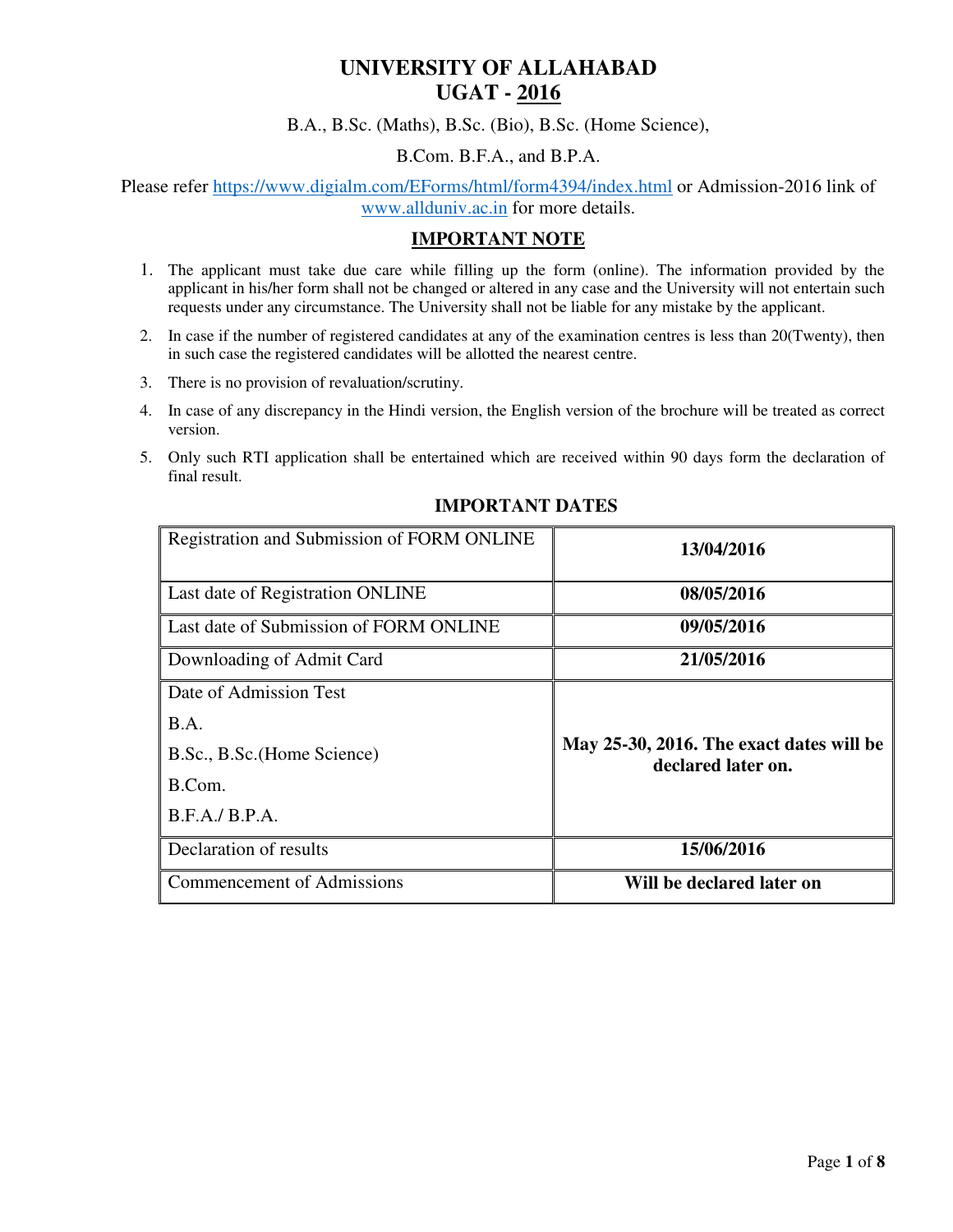# UNIVERSITY OF ALLAHABAD
# UGAT - 2016

B.A., B.Sc. (Maths), B.Sc. (Bio), B.Sc. (Home Science),

B.Com. B.F.A., and B.P.A.

Please refer https://www.digialm.com/EForms/html/form4394/index.html or Admission-2016 link of www.allduniv.ac.in for more details.

## IMPORTANT NOTE

1. The applicant must take due care while filling up the form (online). The information provided by the applicant in his/her form shall not be changed or altered in any case and the University will not entertain such requests under any circumstance. The University shall not be liable for any mistake by the applicant.
2. In case if the number of registered candidates at any of the examination centres is less than 20(Twenty), then in such case the registered candidates will be allotted the nearest centre.
3. There is no provision of revaluation/scrutiny.
4. In case of any discrepancy in the Hindi version, the English version of the brochure will be treated as correct version.
5. Only such RTI application shall be entertained which are received within 90 days form the declaration of final result.

## IMPORTANT DATES

| Event | Date |
|---|---|
| Registration and Submission of FORM ONLINE | **13/04/2016** |
| Last date of Registration ONLINE | **08/05/2016** |
| Last date of Submission of FORM ONLINE | **09/05/2016** |
| Downloading of Admit Card | **21/05/2016** |
| Date of Admission Test<br>B.A.<br>B.Sc., B.Sc.(Home Science)<br>B.Com.<br>B.F.A./ B.P.A. | **May 25-30, 2016. The exact dates will be declared later on.** |
| Declaration of results | **15/06/2016** |
| Commencement of Admissions | **Will be declared later on** |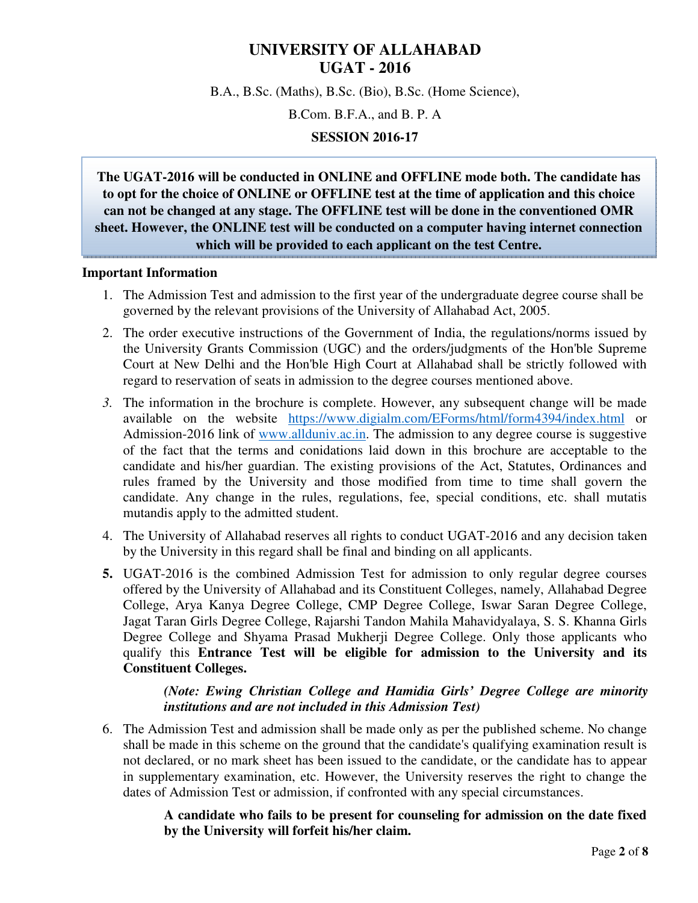# UNIVERSITY OF ALLAHABAD
# UGAT - 2016

B.A., B.Sc. (Maths), B.Sc. (Bio), B.Sc. (Home Science),

B.Com. B.F.A., and B. P. A

**SESSION 2016-17**

**The UGAT-2016 will be conducted in ONLINE and OFFLINE mode both. The candidate has to opt for the choice of ONLINE or OFFLINE test at the time of application and this choice can not be changed at any stage. The OFFLINE test will be done in the conventioned OMR sheet. However, the ONLINE test will be conducted on a computer having internet connection which will be provided to each applicant on the test Centre.**

**Important Information**

1. The Admission Test and admission to the first year of the undergraduate degree course shall be governed by the relevant provisions of the University of Allahabad Act, 2005.
2. The order executive instructions of the Government of India, the regulations/norms issued by the University Grants Commission (UGC) and the orders/judgments of the Hon'ble Supreme Court at New Delhi and the Hon'ble High Court at Allahabad shall be strictly followed with regard to reservation of seats in admission to the degree courses mentioned above.
3. The information in the brochure is complete. However, any subsequent change will be made available on the website https://www.digialm.com/EForms/html/form4394/index.html or Admission-2016 link of www.allduniv.ac.in. The admission to any degree course is suggestive of the fact that the terms and conidations laid down in this brochure are acceptable to the candidate and his/her guardian. The existing provisions of the Act, Statutes, Ordinances and rules framed by the University and those modified from time to time shall govern the candidate. Any change in the rules, regulations, fee, special conditions, etc. shall mutatis mutandis apply to the admitted student.
4. The University of Allahabad reserves all rights to conduct UGAT-2016 and any decision taken by the University in this regard shall be final and binding on all applicants.
5. UGAT-2016 is the combined Admission Test for admission to only regular degree courses offered by the University of Allahabad and its Constituent Colleges, namely, Allahabad Degree College, Arya Kanya Degree College, CMP Degree College, Iswar Saran Degree College, Jagat Taran Girls Degree College, Rajarshi Tandon Mahila Mahavidyalaya, S. S. Khanna Girls Degree College and Shyama Prasad Mukherji Degree College. Only those applicants who qualify this **Entrance Test will be eligible for admission to the University and its Constituent Colleges.**

   ***(Note: Ewing Christian College and Hamidia Girls' Degree College are minority institutions and are not included in this Admission Test)***

6. The Admission Test and admission shall be made only as per the published scheme. No change shall be made in this scheme on the ground that the candidate's qualifying examination result is not declared, or no mark sheet has been issued to the candidate, or the candidate has to appear in supplementary examination, etc. However, the University reserves the right to change the dates of Admission Test or admission, if confronted with any special circumstances.

   **A candidate who fails to be present for counseling for admission on the date fixed by the University will forfeit his/her claim.**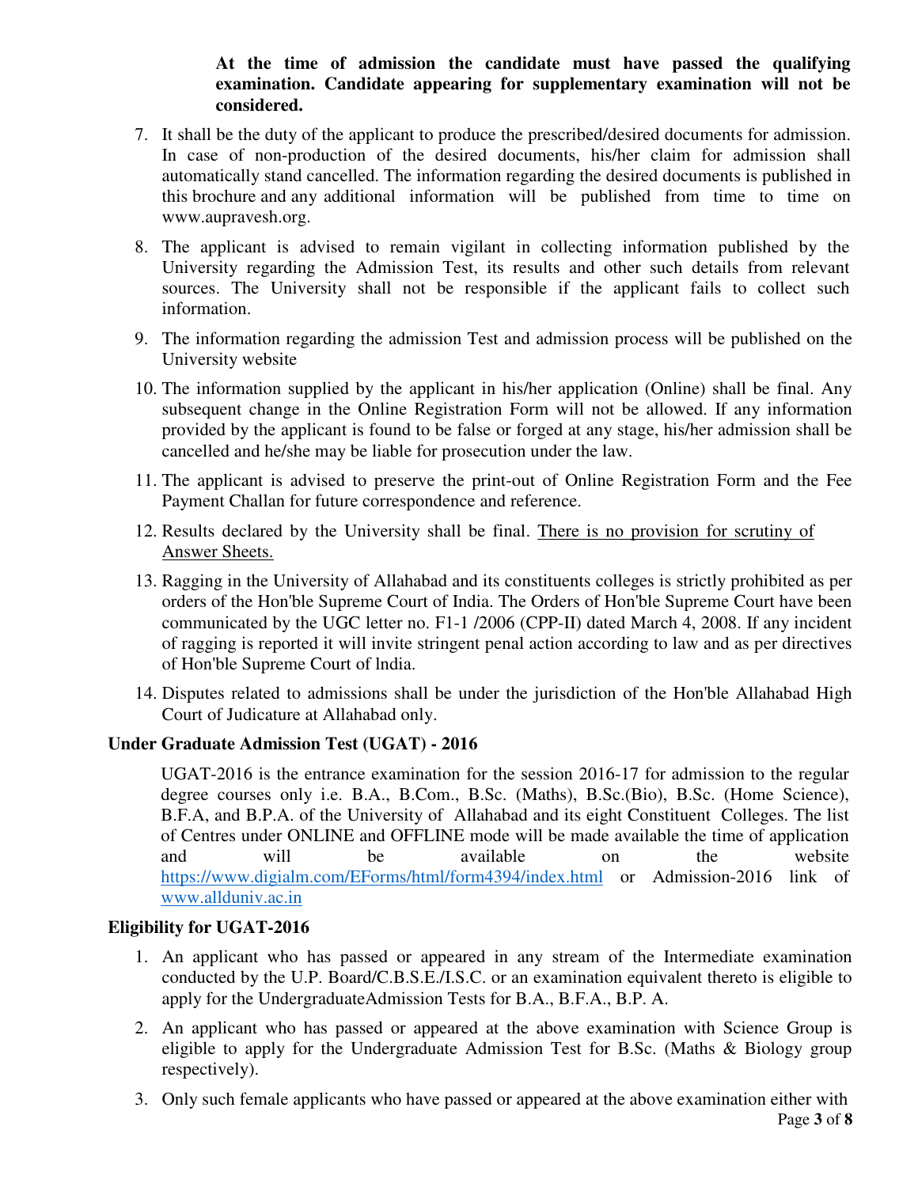**At the time of admission the candidate must have passed the qualifying examination. Candidate appearing for supplementary examination will not be considered.**

7. It shall be the duty of the applicant to produce the prescribed/desired documents for admission. In case of non-production of the desired documents, his/her claim for admission shall automatically stand cancelled. The information regarding the desired documents is published in this brochure and any additional information will be published from time to time on www.aupravesh.org.

8. The applicant is advised to remain vigilant in collecting information published by the University regarding the Admission Test, its results and other such details from relevant sources. The University shall not be responsible if the applicant fails to collect such information.

9. The information regarding the admission Test and admission process will be published on the University website

10. The information supplied by the applicant in his/her application (Online) shall be final. Any subsequent change in the Online Registration Form will not be allowed. If any information provided by the applicant is found to be false or forged at any stage, his/her admission shall be cancelled and he/she may be liable for prosecution under the law.

11. The applicant is advised to preserve the print-out of Online Registration Form and the Fee Payment Challan for future correspondence and reference.

12. Results declared by the University shall be final. There is no provision for scrutiny of Answer Sheets.

13. Ragging in the University of Allahabad and its constituents colleges is strictly prohibited as per orders of the Hon'ble Supreme Court of India. The Orders of Hon'ble Supreme Court have been communicated by the UGC letter no. F1-1 /2006 (CPP-II) dated March 4, 2008. If any incident of ragging is reported it will invite stringent penal action according to law and as per directives of Hon'ble Supreme Court of lndia.

14. Disputes related to admissions shall be under the jurisdiction of the Hon'ble Allahabad High Court of Judicature at Allahabad only.

## Under Graduate Admission Test (UGAT) - 2016

UGAT-2016 is the entrance examination for the session 2016-17 for admission to the regular degree courses only i.e. B.A., B.Com., B.Sc. (Maths), B.Sc.(Bio), B.Sc. (Home Science), B.F.A, and B.P.A. of the University of Allahabad and its eight Constituent Colleges. The list of Centres under ONLINE and OFFLINE mode will be made available the time of application and will be available on the website https://www.digialm.com/EForms/html/form4394/index.html or Admission-2016 link of www.allduniv.ac.in

## Eligibility for UGAT-2016

1. An applicant who has passed or appeared in any stream of the Intermediate examination conducted by the U.P. Board/C.B.S.E./I.S.C. or an examination equivalent thereto is eligible to apply for the UndergraduateAdmission Tests for B.A., B.F.A., B.P. A.

2. An applicant who has passed or appeared at the above examination with Science Group is eligible to apply for the Undergraduate Admission Test for B.Sc. (Maths & Biology group respectively).

3. Only such female applicants who have passed or appeared at the above examination either with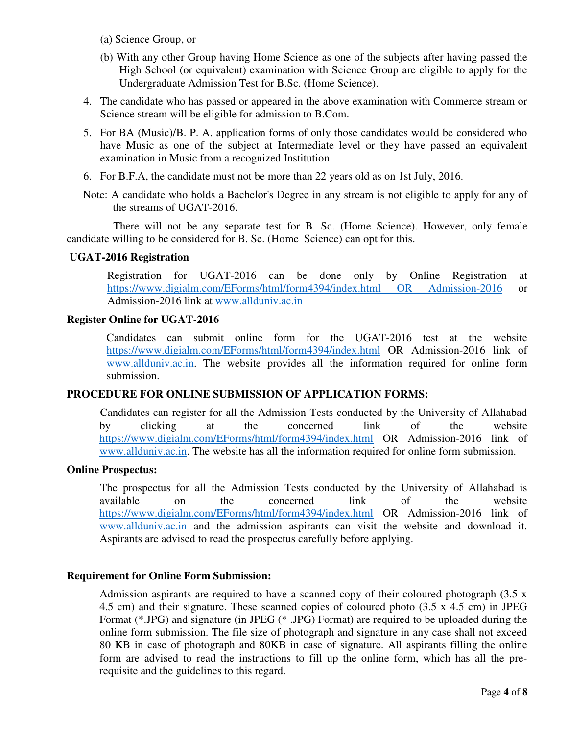(a) Science Group, or

(b) With any other Group having Home Science as one of the subjects after having passed the High School (or equivalent) examination with Science Group are eligible to apply for the Undergraduate Admission Test for B.Sc. (Home Science).

4. The candidate who has passed or appeared in the above examination with Commerce stream or Science stream will be eligible for admission to B.Com.

5. For BA (Music)/B. P. A. application forms of only those candidates would be considered who have Music as one of the subject at Intermediate level or they have passed an equivalent examination in Music from a recognized Institution.

6. For B.F.A, the candidate must not be more than 22 years old as on 1st July, 2016.

Note: A candidate who holds a Bachelor's Degree in any stream is not eligible to apply for any of the streams of UGAT-2016.

There will not be any separate test for B. Sc. (Home Science). However, only female candidate willing to be considered for B. Sc. (Home Science) can opt for this.

**UGAT-2016 Registration**

Registration for UGAT-2016 can be done only by Online Registration at https://www.digialm.com/EForms/html/form4394/index.html OR Admission-2016 or Admission-2016 link at www.allduniv.ac.in

**Register Online for UGAT-2016**

Candidates can submit online form for the UGAT-2016 test at the website https://www.digialm.com/EForms/html/form4394/index.html OR Admission-2016 link of www.allduniv.ac.in. The website provides all the information required for online form submission.

**PROCEDURE FOR ONLINE SUBMISSION OF APPLICATION FORMS:**

Candidates can register for all the Admission Tests conducted by the University of Allahabad by clicking at the concerned link of the website https://www.digialm.com/EForms/html/form4394/index.html OR Admission-2016 link of www.allduniv.ac.in. The website has all the information required for online form submission.

**Online Prospectus:**

The prospectus for all the Admission Tests conducted by the University of Allahabad is available on the concerned link of the website https://www.digialm.com/EForms/html/form4394/index.html OR Admission-2016 link of www.allduniv.ac.in and the admission aspirants can visit the website and download it. Aspirants are advised to read the prospectus carefully before applying.

**Requirement for Online Form Submission:**

Admission aspirants are required to have a scanned copy of their coloured photograph (3.5 x 4.5 cm) and their signature. These scanned copies of coloured photo (3.5 x 4.5 cm) in JPEG Format (*.JPG) and signature (in JPEG (* .JPG) Format) are required to be uploaded during the online form submission. The file size of photograph and signature in any case shall not exceed 80 KB in case of photograph and 80KB in case of signature. All aspirants filling the online form are advised to read the instructions to fill up the online form, which has all the pre-requisite and the guidelines to this regard.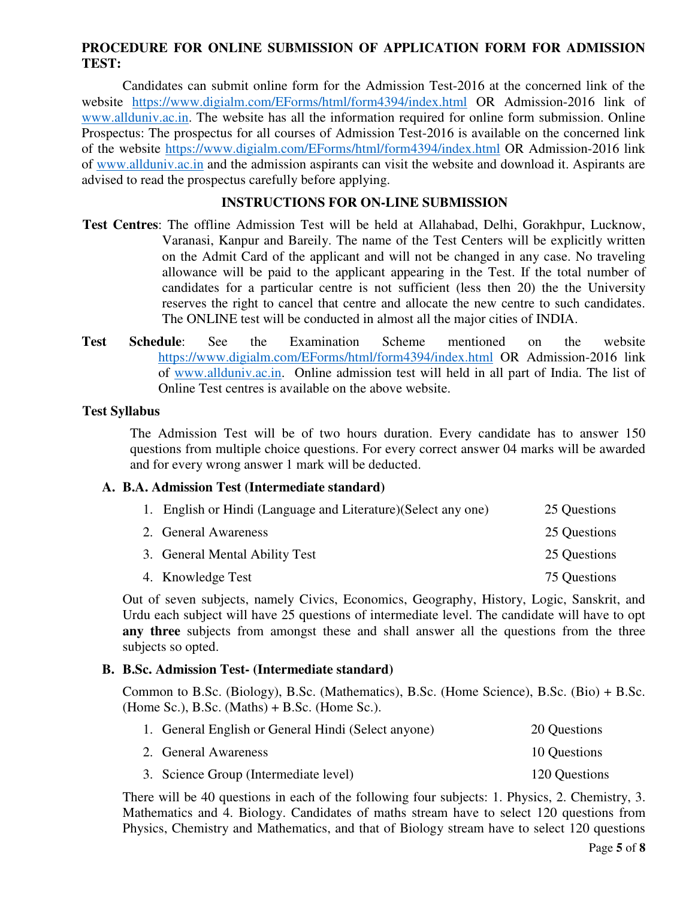**PROCEDURE FOR ONLINE SUBMISSION OF APPLICATION FORM FOR ADMISSION TEST:**

Candidates can submit online form for the Admission Test-2016 at the concerned link of the website https://www.digialm.com/EForms/html/form4394/index.html OR Admission-2016 link of www.allduniv.ac.in. The website has all the information required for online form submission. Online Prospectus: The prospectus for all courses of Admission Test-2016 is available on the concerned link of the website https://www.digialm.com/EForms/html/form4394/index.html OR Admission-2016 link of www.allduniv.ac.in and the admission aspirants can visit the website and download it. Aspirants are advised to read the prospectus carefully before applying.

**INSTRUCTIONS FOR ON-LINE SUBMISSION**

**Test Centres**: The offline Admission Test will be held at Allahabad, Delhi, Gorakhpur, Lucknow, Varanasi, Kanpur and Bareily. The name of the Test Centers will be explicitly written on the Admit Card of the applicant and will not be changed in any case. No traveling allowance will be paid to the applicant appearing in the Test. If the total number of candidates for a particular centre is not sufficient (less then 20) the the University reserves the right to cancel that centre and allocate the new centre to such candidates. The ONLINE test will be conducted in almost all the major cities of INDIA.

**Test Schedule**: See the Examination Scheme mentioned on the website https://www.digialm.com/EForms/html/form4394/index.html OR Admission-2016 link of www.allduniv.ac.in. Online admission test will held in all part of India. The list of Online Test centres is available on the above website.

**Test Syllabus**

The Admission Test will be of two hours duration. Every candidate has to answer 150 questions from multiple choice questions. For every correct answer 04 marks will be awarded and for every wrong answer 1 mark will be deducted.

**A. B.A. Admission Test (Intermediate standard)**

1. English or Hindi (Language and Literature)(Select any one) — 25 Questions
2. General Awareness — 25 Questions
3. General Mental Ability Test — 25 Questions
4. Knowledge Test — 75 Questions

Out of seven subjects, namely Civics, Economics, Geography, History, Logic, Sanskrit, and Urdu each subject will have 25 questions of intermediate level. The candidate will have to opt **any three** subjects from amongst these and shall answer all the questions from the three subjects so opted.

**B. B.Sc. Admission Test- (Intermediate standard)**

Common to B.Sc. (Biology), B.Sc. (Mathematics), B.Sc. (Home Science), B.Sc. (Bio) + B.Sc. (Home Sc.), B.Sc. (Maths) + B.Sc. (Home Sc.).

1. General English or General Hindi (Select anyone) — 20 Questions
2. General Awareness — 10 Questions
3. Science Group (Intermediate level) — 120 Questions

There will be 40 questions in each of the following four subjects: 1. Physics, 2. Chemistry, 3. Mathematics and 4. Biology. Candidates of maths stream have to select 120 questions from Physics, Chemistry and Mathematics, and that of Biology stream have to select 120 questions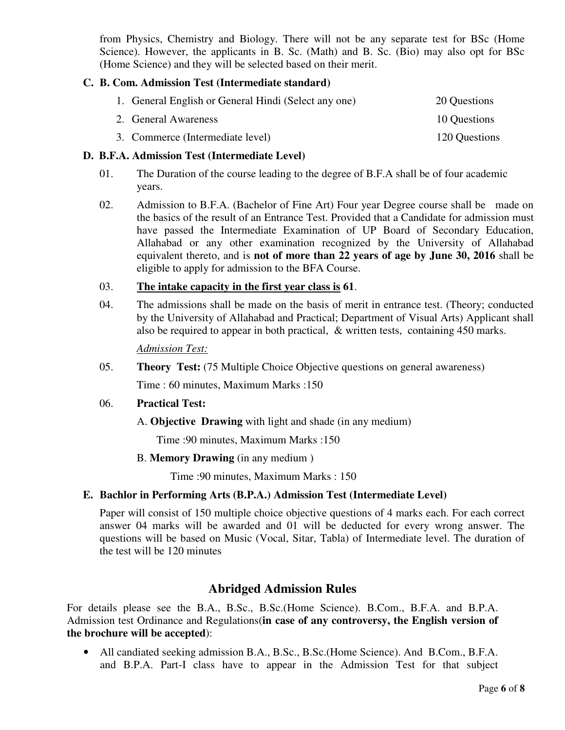from Physics, Chemistry and Biology. There will not be any separate test for BSc (Home Science). However, the applicants in B. Sc. (Math) and B. Sc. (Bio) may also opt for BSc (Home Science) and they will be selected based on their merit.

### C. B. Com. Admission Test (Intermediate standard)

| | |
|---|---|
| 1. General English or General Hindi (Select any one) | 20 Questions |
| 2. General Awareness | 10 Questions |
| 3. Commerce (Intermediate level) | 120 Questions |

### D. B.F.A. Admission Test (Intermediate Level)

01. The Duration of the course leading to the degree of B.F.A shall be of four academic years.

02. Admission to B.F.A. (Bachelor of Fine Art) Four year Degree course shall be made on the basics of the result of an Entrance Test. Provided that a Candidate for admission must have passed the Intermediate Examination of UP Board of Secondary Education, Allahabad or any other examination recognized by the University of Allahabad equivalent thereto, and is **not of more than 22 years of age by June 30, 2016** shall be eligible to apply for admission to the BFA Course.

03. **The intake capacity in the first year class is 61**.

04. The admissions shall be made on the basis of merit in entrance test. (Theory; conducted by the University of Allahabad and Practical; Department of Visual Arts) Applicant shall also be required to appear in both practical, & written tests, containing 450 marks.

*Admission Test:*

05. **Theory Test:** (75 Multiple Choice Objective questions on general awareness)

    Time : 60 minutes, Maximum Marks :150

06. **Practical Test:**

    A. **Objective Drawing** with light and shade (in any medium)

    Time :90 minutes, Maximum Marks :150

    B. **Memory Drawing** (in any medium )

    Time :90 minutes, Maximum Marks : 150

### E. Bachlor in Performing Arts (B.P.A.) Admission Test (Intermediate Level)

Paper will consist of 150 multiple choice objective questions of 4 marks each. For each correct answer 04 marks will be awarded and 01 will be deducted for every wrong answer. The questions will be based on Music (Vocal, Sitar, Tabla) of Intermediate level. The duration of the test will be 120 minutes

## Abridged Admission Rules

For details please see the B.A., B.Sc., B.Sc.(Home Science). B.Com., B.F.A. and B.P.A. Admission test Ordinance and Regulations(**in case of any controversy, the English version of the brochure will be accepted**):

- All candiated seeking admission B.A., B.Sc., B.Sc.(Home Science). And B.Com., B.F.A. and B.P.A. Part-I class have to appear in the Admission Test for that subject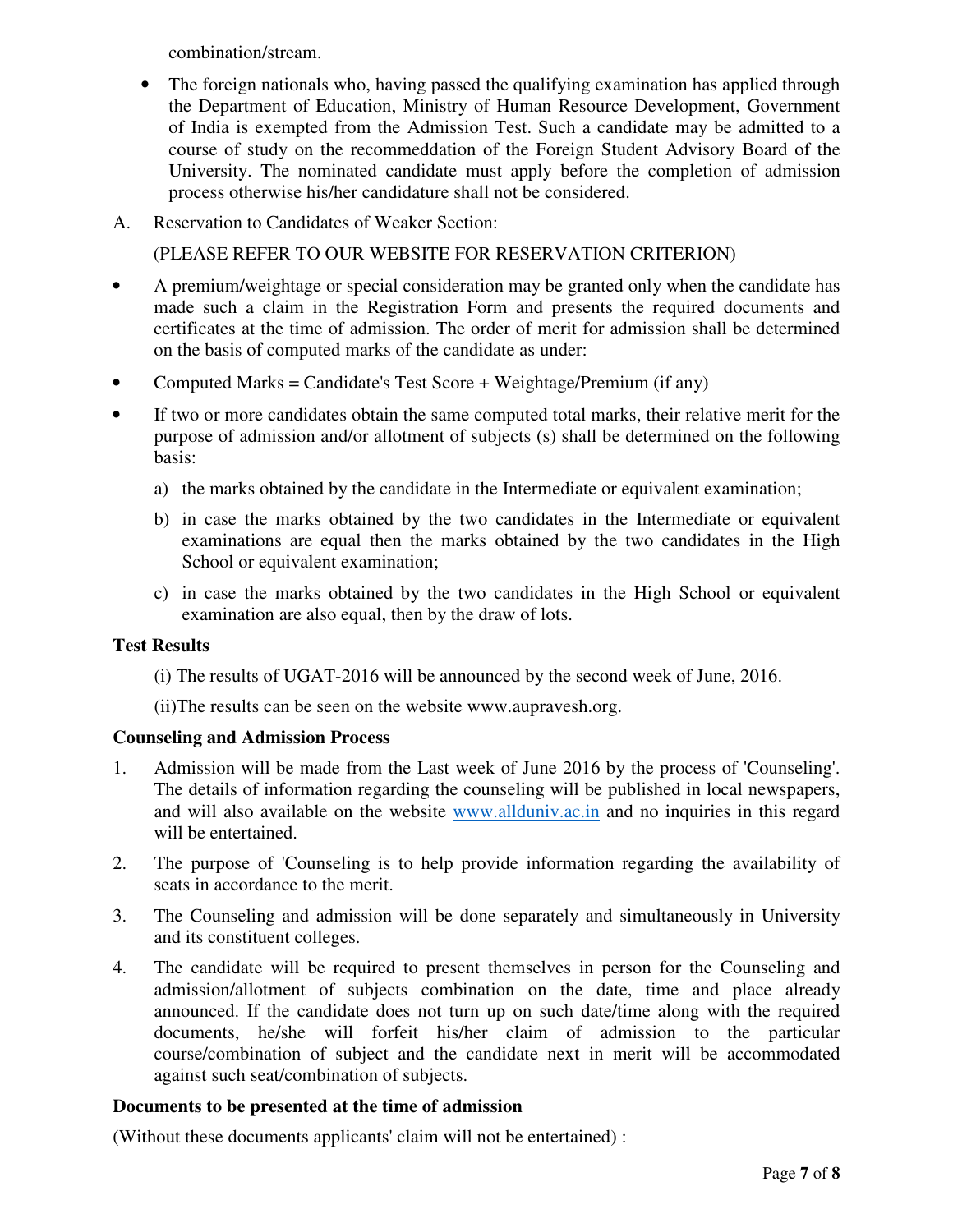combination/stream.

- The foreign nationals who, having passed the qualifying examination has applied through the Department of Education, Ministry of Human Resource Development, Government of India is exempted from the Admission Test. Such a candidate may be admitted to a course of study on the recommeddation of the Foreign Student Advisory Board of the University. The nominated candidate must apply before the completion of admission process otherwise his/her candidature shall not be considered.

A. Reservation to Candidates of Weaker Section:

(PLEASE REFER TO OUR WEBSITE FOR RESERVATION CRITERION)

- A premium/weightage or special consideration may be granted only when the candidate has made such a claim in the Registration Form and presents the required documents and certificates at the time of admission. The order of merit for admission shall be determined on the basis of computed marks of the candidate as under:
- Computed Marks = Candidate's Test Score + Weightage/Premium (if any)
- If two or more candidates obtain the same computed total marks, their relative merit for the purpose of admission and/or allotment of subjects (s) shall be determined on the following basis:
    a) the marks obtained by the candidate in the Intermediate or equivalent examination;
    b) in case the marks obtained by the two candidates in the Intermediate or equivalent examinations are equal then the marks obtained by the two candidates in the High School or equivalent examination;
    c) in case the marks obtained by the two candidates in the High School or equivalent examination are also equal, then by the draw of lots.

**Test Results**

(i) The results of UGAT-2016 will be announced by the second week of June, 2016.

(ii)The results can be seen on the website www.aupravesh.org.

**Counseling and Admission Process**

1. Admission will be made from the Last week of June 2016 by the process of 'Counseling'. The details of information regarding the counseling will be published in local newspapers, and will also available on the website www.allduniv.ac.in and no inquiries in this regard will be entertained.
2. The purpose of 'Counseling is to help provide information regarding the availability of seats in accordance to the merit.
3. The Counseling and admission will be done separately and simultaneously in University and its constituent colleges.
4. The candidate will be required to present themselves in person for the Counseling and admission/allotment of subjects combination on the date, time and place already announced. If the candidate does not turn up on such date/time along with the required documents, he/she will forfeit his/her claim of admission to the particular course/combination of subject and the candidate next in merit will be accommodated against such seat/combination of subjects.

**Documents to be presented at the time of admission**

(Without these documents applicants' claim will not be entertained) :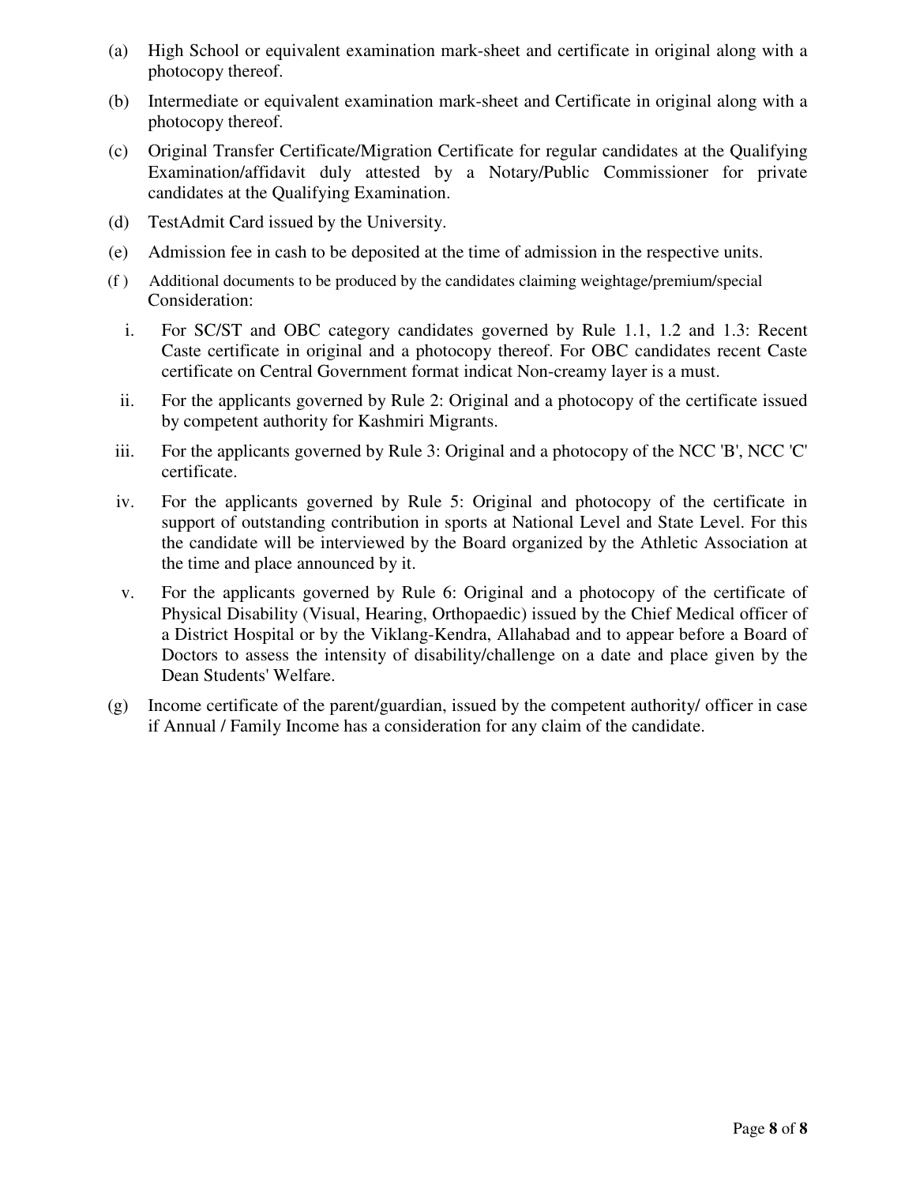(a) High School or equivalent examination mark-sheet and certificate in original along with a photocopy thereof.

(b) Intermediate or equivalent examination mark-sheet and Certificate in original along with a photocopy thereof.

(c) Original Transfer Certificate/Migration Certificate for regular candidates at the Qualifying Examination/affidavit duly attested by a Notary/Public Commissioner for private candidates at the Qualifying Examination.

(d) TestAdmit Card issued by the University.

(e) Admission fee in cash to be deposited at the time of admission in the respective units.

(f ) Additional documents to be produced by the candidates claiming weightage/premium/special Consideration:

i. For SC/ST and OBC category candidates governed by Rule 1.1, 1.2 and 1.3: Recent Caste certificate in original and a photocopy thereof. For OBC candidates recent Caste certificate on Central Government format indicat Non-creamy layer is a must.

ii. For the applicants governed by Rule 2: Original and a photocopy of the certificate issued by competent authority for Kashmiri Migrants.

iii. For the applicants governed by Rule 3: Original and a photocopy of the NCC 'B', NCC 'C' certificate.

iv. For the applicants governed by Rule 5: Original and photocopy of the certificate in support of outstanding contribution in sports at National Level and State Level. For this the candidate will be interviewed by the Board organized by the Athletic Association at the time and place announced by it.

v. For the applicants governed by Rule 6: Original and a photocopy of the certificate of Physical Disability (Visual, Hearing, Orthopaedic) issued by the Chief Medical officer of a District Hospital or by the Viklang-Kendra, Allahabad and to appear before a Board of Doctors to assess the intensity of disability/challenge on a date and place given by the Dean Students' Welfare.

(g) Income certificate of the parent/guardian, issued by the competent authority/ officer in case if Annual / Family Income has a consideration for any claim of the candidate.